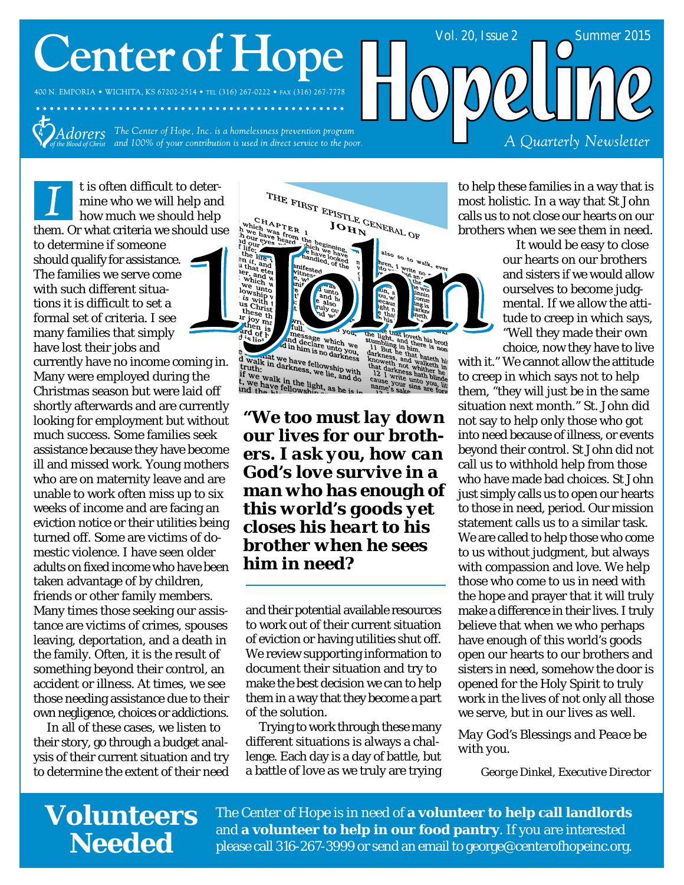# Center of Hope

400 N. EMPORIA • WICHITA, KS 67202-2514 • TEL (316) 267-0222 • FAX (316) 267-7778

Adorers of the Blood of Christ — The Center of Hope, Inc. is a homelessness prevention program and 100% of your contribution is used in direct service to the poor.

# Hopeline

Vol. 20, Issue 2 — Summer 2015

*A Quarterly Newsletter*

## 1 John

It is often difficult to determine who we will help and how much we should help them. Or what criteria we should use to determine if someone should qualify for assistance. The families we serve come with such different situations it is difficult to set a formal set of criteria. I see many families that simply have lost their jobs and currently have no income coming in. Many were employed during the Christmas season but were laid off shortly afterwards and are currently looking for employment but without much success. Some families seek assistance because they have become ill and missed work. Young mothers who are on maternity leave and are unable to work often miss up to six weeks of income and are facing an eviction notice or their utilities being turned off. Some are victims of domestic violence. I have seen older adults on fixed income who have been taken advantage of by children, friends or other family members. Many times those seeking our assistance are victims of crimes, spouses leaving, deportation, and a death in the family. Often, it is the result of something beyond their control, an accident or illness. At times, we see those needing assistance due to their own negligence, choices or addictions.

In all of these cases, we listen to their story, go through a budget analysis of their current situation and try to determine the extent of their need and their potential available resources to work out of their current situation of eviction or having utilities shut off. We review supporting information to document their situation and try to make the best decision we can to help them in a way that they become a part of the solution.

> ***"We too must lay down our lives for our brothers. I ask you, how can God's love survive in a man who has enough of this world's goods yet closes his heart to his brother when he sees him in need?***

Trying to work through these many different situations is always a challenge. Each day is a day of battle, but a battle of love as we truly are trying to help these families in a way that is most holistic. In a way that St John calls us to not close our hearts on our brothers when we see them in need.

It would be easy to close our hearts on our brothers and sisters if we would allow ourselves to become judgmental. If we allow the attitude to creep in which says, "Well they made their own choice, now they have to live with it." We cannot allow the attitude to creep in which says not to help them, "they will just be in the same situation next month." St. John did not say to help only those who got into need because of illness, or events beyond their control. St John did not call us to withhold help from those who have made bad choices. St John just simply calls us to open our hearts to those in need, period. Our mission statement calls us to a similar task. We are called to help those who come to us without judgment, but always with compassion and love. We help those who come to us in need with the hope and prayer that it will truly make a difference in their lives. I truly believe that when we who perhaps have enough of this world's goods open our hearts to our brothers and sisters in need, somehow the door is opened for the Holy Spirit to truly work in the lives of not only all those we serve, but in our lives as well.

*May God's Blessings and Peace be with you.*

George Dinkel, *Executive Director*

## Volunteers Needed

The Center of Hope is in need of **a volunteer to help call landlords** and **a volunteer to help in our food pantry**. If you are interested please call 316-267-3999 or send an email to george@centerofhopeinc.org.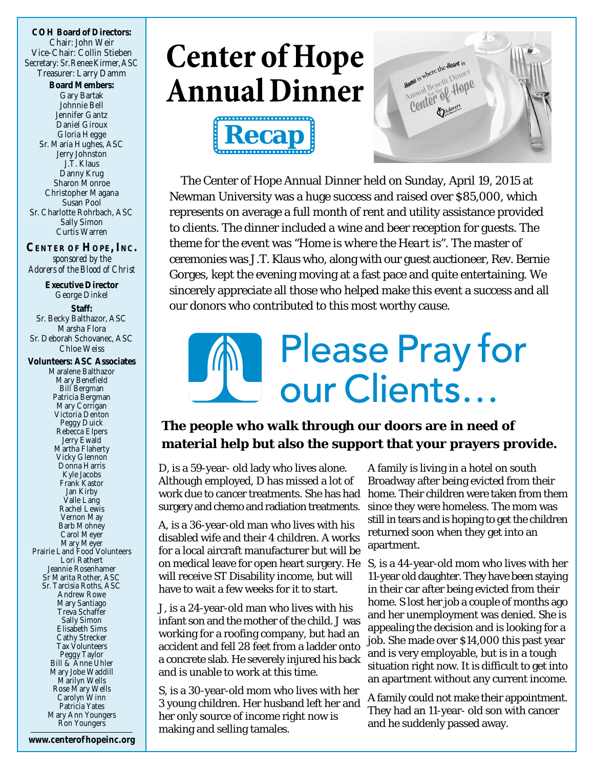**COH Board of Directors:**
Chair: John Weir
Vice-Chair: Collin Stieben
Secretary: Sr. Renee Kirmer, ASC
Treasurer: Larry Damm

**Board Members:**
Gary Bartak
Johnnie Bell
Jennifer Gantz
Daniel Giroux
Gloria Hegge
Sr. Maria Hughes, ASC
Jerry Johnston
J.T. Klaus
Danny Krug
Sharon Monroe
Christopher Magana
Susan Pool
Sr. Charlotte Rohrbach, ASC
Sally Simon
Curtis Warren

**CENTER OF HOPE, INC.**
*sponsored by the Adorers of the Blood of Christ*

**Executive Director**
George Dinkel

**Staff:**
Sr. Becky Balthazor, ASC
Marsha Flora
Sr. Deborah Schovanec, ASC
Chloe Weiss

**Volunteers: ASC Associates**
Maralene Balthazor
Mary Benefield
Bill Bergman
Patricia Bergman
Mary Corrigan
Victoria Denton
Peggy Duick
Rebecca Elpers
Jerry Ewald
Martha Flaherty
Vicky Glennon
Donna Harris
Kyle Jacobs
Frank Kastor
Jan Kirby
Valle Lang
Rachel Lewis
Vernon May
Barb Mohney
Carol Meyer
Mary Meyer
Prairie Land Food Volunteers
Lori Rathert
Jeannie Rosenhamer
Sr Marita Rother, ASC
Sr. Tarcisia Roths, ASC
Andrew Rowe
Mary Santiago
Treva Schaffer
Sally Simon
Elisabeth Sims
Cathy Strecker
Tax Volunteers
Peggy Taylor
Bill & Anne Uhler
Mary Jobe Waddill
Marilyn Wells
Rose Mary Wells
Carolyn Winn
Patricia Yates
Mary Ann Youngers
Ron Youngers

**www.centerofhopeinc.org**

# Center of Hope Annual Dinner

## Recap

The Center of Hope Annual Dinner held on Sunday, April 19, 2015 at Newman University was a huge success and raised over $85,000, which represents on average a full month of rent and utility assistance provided to clients. The dinner included a wine and beer reception for guests. The theme for the event was "*Home is where the Heart is*". The master of ceremonies was J.T. Klaus who, along with our guest auctioneer, Rev. Bernie Gorges, kept the evening moving at a fast pace and quite entertaining. We sincerely appreciate all those who helped make this event a success and all our donors who contributed to this most worthy cause.

# Please Pray for our Clients…

**The people who walk through our doors are in need of material help but also the support that your prayers provide.**

D, is a 59-year- old lady who lives alone. Although employed, D has missed a lot of work due to cancer treatments. She has had surgery and chemo and radiation treatments.

A, is a 36-year-old man who lives with his disabled wife and their 4 children. A works for a local aircraft manufacturer but will be on medical leave for open heart surgery. He will receive ST Disability income, but will have to wait a few weeks for it to start.

J, is a 24-year-old man who lives with his infant son and the mother of the child. J was working for a roofing company, but had an accident and fell 28 feet from a ladder onto a concrete slab. He severely injured his back and is unable to work at this time.

S, is a 30-year-old mom who lives with her 3 young children. Her husband left her and her only source of income right now is making and selling tamales.

A family is living in a hotel on south Broadway after being evicted from their home. Their children were taken from them since they were homeless. The mom was still in tears and is hoping to get the children returned soon when they get into an apartment.

S, is a 44-year-old mom who lives with her 11-year old daughter. They have been staying in their car after being evicted from their home. S lost her job a couple of months ago and her unemployment was denied. She is appealing the decision and is looking for a job. She made over $14,000 this past year and is very employable, but is in a tough situation right now. It is difficult to get into an apartment without any current income.

A family could not make their appointment. They had an 11-year- old son with cancer and he suddenly passed away.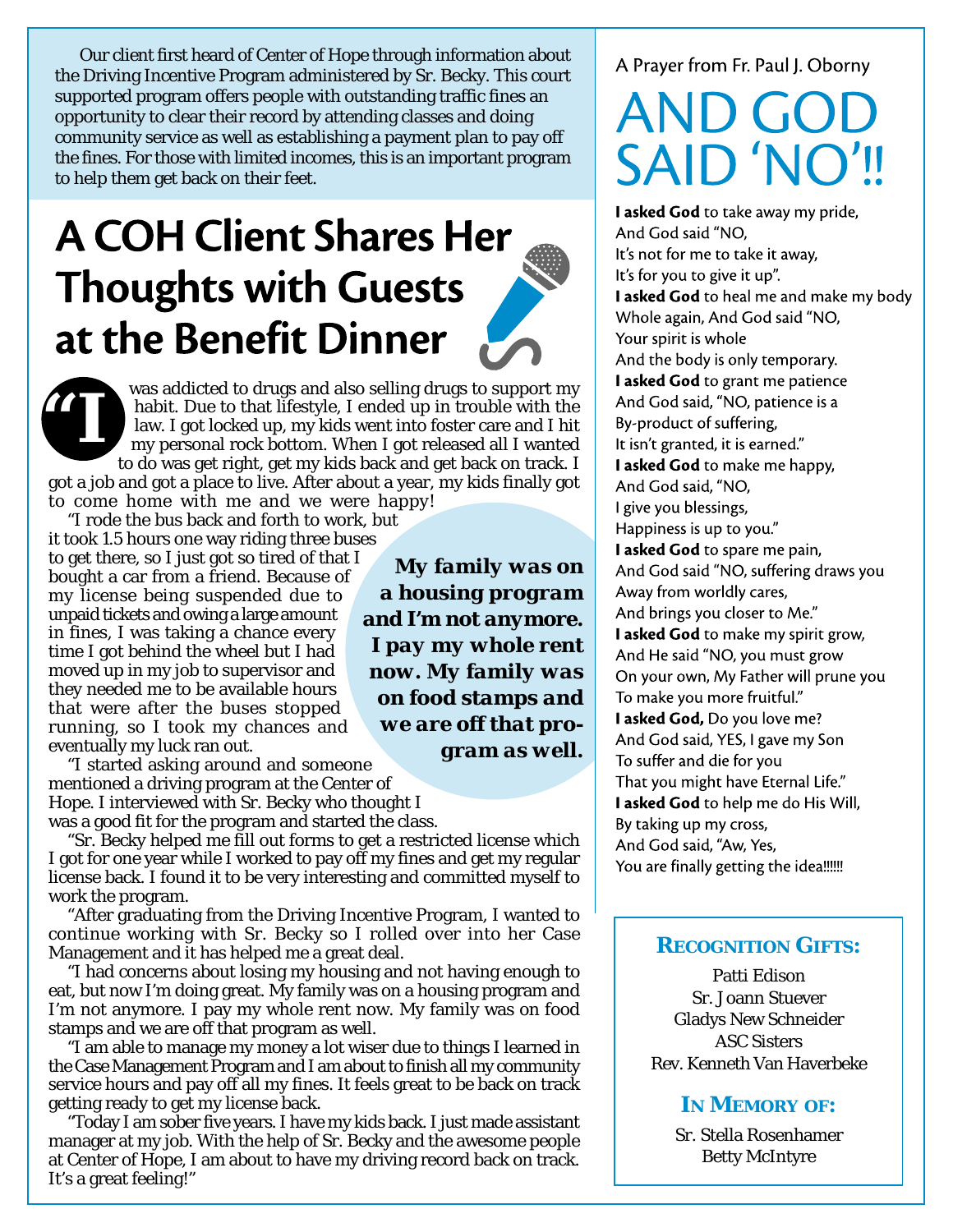Our client first heard of Center of Hope through information about the Driving Incentive Program administered by Sr. Becky. This court supported program offers people with outstanding traffic fines an opportunity to clear their record by attending classes and doing community service as well as establishing a payment plan to pay off the fines. For those with limited incomes, this is an important program to help them get back on their feet.

# A COH Client Shares Her Thoughts with Guests at the Benefit Dinner

"I was addicted to drugs and also selling drugs to support my habit. Due to that lifestyle, I ended up in trouble with the law. I got locked up, my kids went into foster care and I hit my personal rock bottom. When I got released all I wanted to do was get right, get my kids back and get back on track. I got a job and got a place to live. After about a year, my kids finally got to come home with me and we were happy!

"I rode the bus back and forth to work, but it took 1.5 hours one way riding three buses to get there, so I just got so tired of that I bought a car from a friend. Because of my license being suspended due to unpaid tickets and owing a large amount in fines, I was taking a chance every time I got behind the wheel but I had moved up in my job to supervisor and they needed me to be available hours that were after the buses stopped running, so I took my chances and eventually my luck ran out.

> ***My family was on a housing program and I'm not anymore. I pay my whole rent now. My family was on food stamps and we are off that program as well.***

"I started asking around and someone mentioned a driving program at the Center of Hope. I interviewed with Sr. Becky who thought I was a good fit for the program and started the class.

"Sr. Becky helped me fill out forms to get a restricted license which I got for one year while I worked to pay off my fines and get my regular license back. I found it to be very interesting and committed myself to work the program.

"After graduating from the Driving Incentive Program, I wanted to continue working with Sr. Becky so I rolled over into her Case Management and it has helped me a great deal.

"I had concerns about losing my housing and not having enough to eat, but now I'm doing great. My family was on a housing program and I'm not anymore. I pay my whole rent now. My family was on food stamps and we are off that program as well.

"I am able to manage my money a lot wiser due to things I learned in the Case Management Program and I am about to finish all my community service hours and pay off all my fines. It feels great to be back on track getting ready to get my license back.

"Today I am sober five years. I have my kids back. I just made assistant manager at my job. With the help of Sr. Becky and the awesome people at Center of Hope, I am about to have my driving record back on track. It's a great feeling!"

A Prayer from Fr. Paul J. Oborny

# AND GOD SAID 'NO'!!

**I asked God** to take away my pride,
And God said "NO,
It's not for me to take it away,
It's for you to give it up".
**I asked God** to heal me and make my body
Whole again, And God said "NO,
Your spirit is whole
And the body is only temporary.
**I asked God** to grant me patience
And God said, "NO, patience is a
By-product of suffering,
It isn't granted, it is earned."
**I asked God** to make me happy,
And God said, "NO,
I give you blessings,
Happiness is up to you."
**I asked God** to spare me pain,
And God said "NO, suffering draws you
Away from worldly cares,
And brings you closer to Me."
**I asked God** to make my spirit grow,
And He said "NO, you must grow
On your own, My Father will prune you
To make you more fruitful."
**I asked God,** Do you love me?
And God said, YES, I gave my Son
To suffer and die for you
That you might have Eternal Life."
**I asked God** to help me do His Will,
By taking up my cross,
And God said, "Aw, Yes,
You are finally getting the idea!!!!!!

### Recognition Gifts:

Patti Edison
Sr. Joann Stuever
Gladys New Schneider
ASC Sisters
Rev. Kenneth Van Haverbeke

### In Memory of:

Sr. Stella Rosenhamer
Betty McIntyre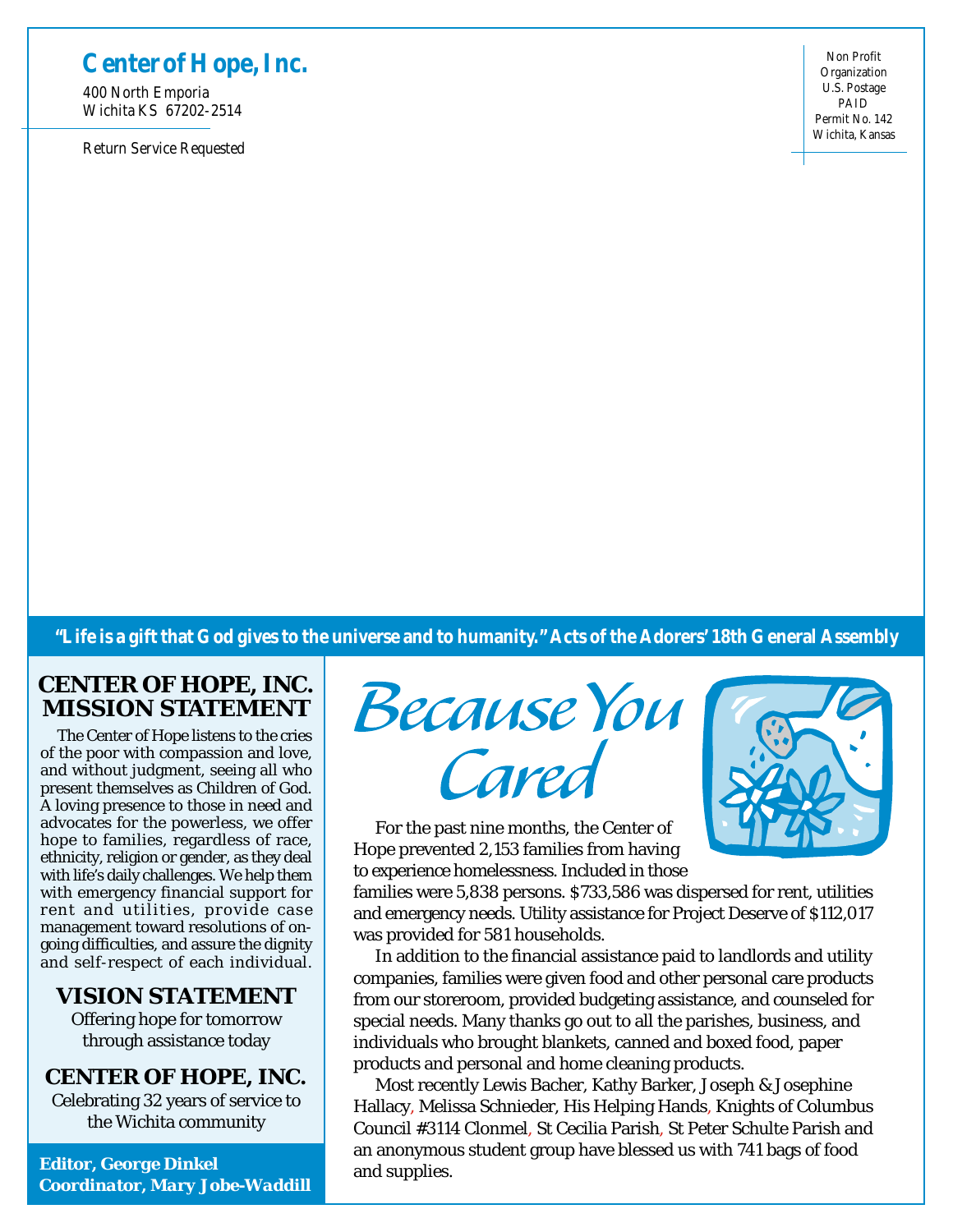**Center of Hope, Inc.**

400 North Emporia
Wichita KS 67202-2514

Return Service Requested

Non Profit
Organization
U.S. Postage
PAID
Permit No. 142
Wichita, Kansas

**"Life is a gift that God gives to the universe and to humanity." Acts of the Adorers' 18th General Assembly**

## CENTER OF HOPE, INC. MISSION STATEMENT

The Center of Hope listens to the cries of the poor with compassion and love, and without judgment, seeing all who present themselves as Children of God. A loving presence to those in need and advocates for the powerless, we offer hope to families, regardless of race, ethnicity, religion or gender, as they deal with life's daily challenges. We help them with emergency financial support for rent and utilities, provide case management toward resolutions of on-going difficulties, and assure the dignity and self-respect of each individual.

## VISION STATEMENT

Offering hope for tomorrow through assistance today

## CENTER OF HOPE, INC.

Celebrating 32 years of service to the Wichita community

***Editor, George Dinkel***
***Coordinator, Mary Jobe-Waddill***

# Because You Cared

For the past nine months, the Center of Hope prevented 2,153 families from having to experience homelessness. Included in those families were 5,838 persons. $733,586 was dispersed for rent, utilities and emergency needs. Utility assistance for Project Deserve of $112,017 was provided for 581 households.

In addition to the financial assistance paid to landlords and utility companies, families were given food and other personal care products from our storeroom, provided budgeting assistance, and counseled for special needs. Many thanks go out to all the parishes, business, and individuals who brought blankets, canned and boxed food, paper products and personal and home cleaning products.

Most recently Lewis Bacher, Kathy Barker, Joseph & Josephine Hallacy, Melissa Schnieder, His Helping Hands, Knights of Columbus Council #3114 Clonmel, St Cecilia Parish, St Peter Schulte Parish and an anonymous student group have blessed us with 741 bags of food and supplies.